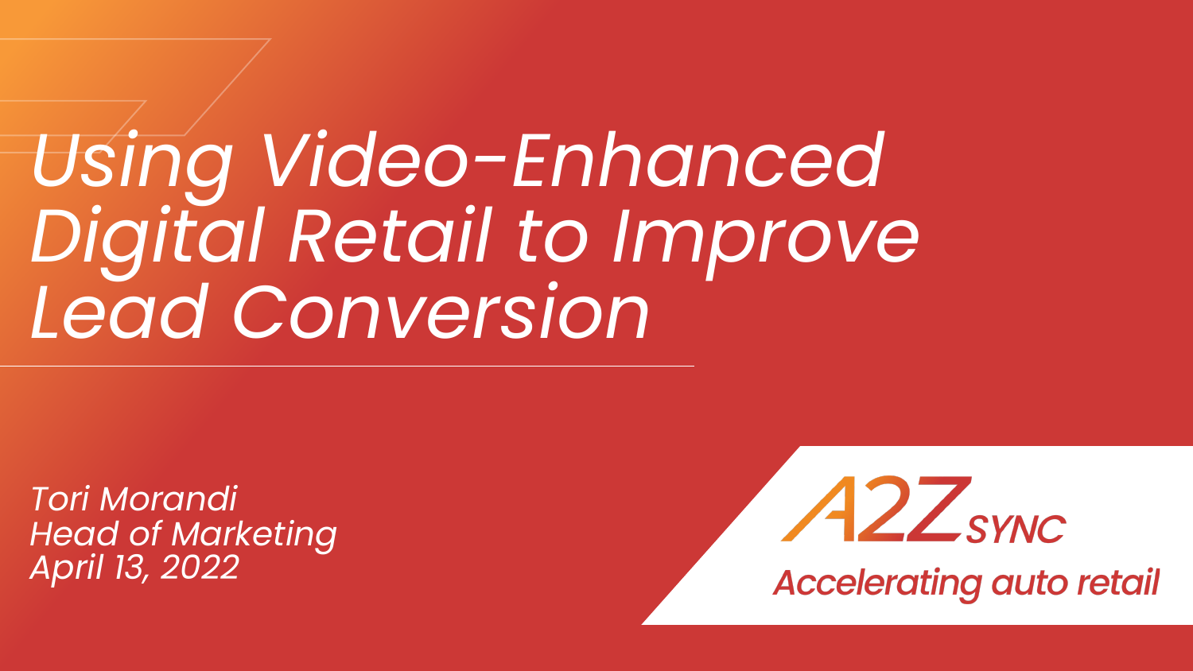# *Using Video-Enhanced Digital Retail to Improve Lead Conversion*

*Tori Morandi*
*Head of Marketing*
*April 13, 2022*

A2Z SYNC

*Accelerating auto retail*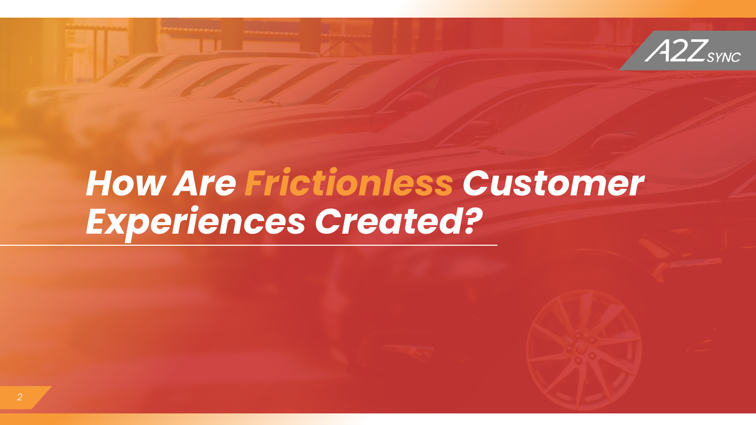# *How Are Frictionless Customer Experiences Created?*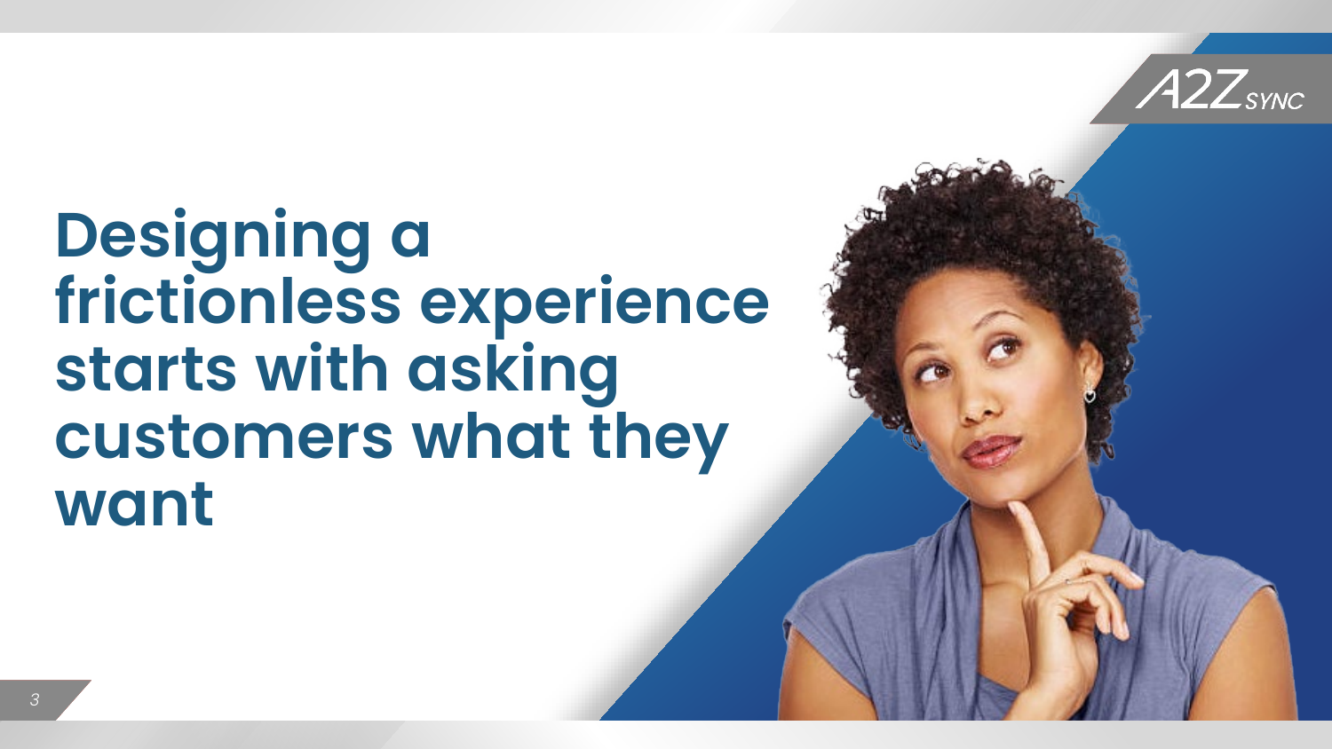# Designing a frictionless experience starts with asking customers what they want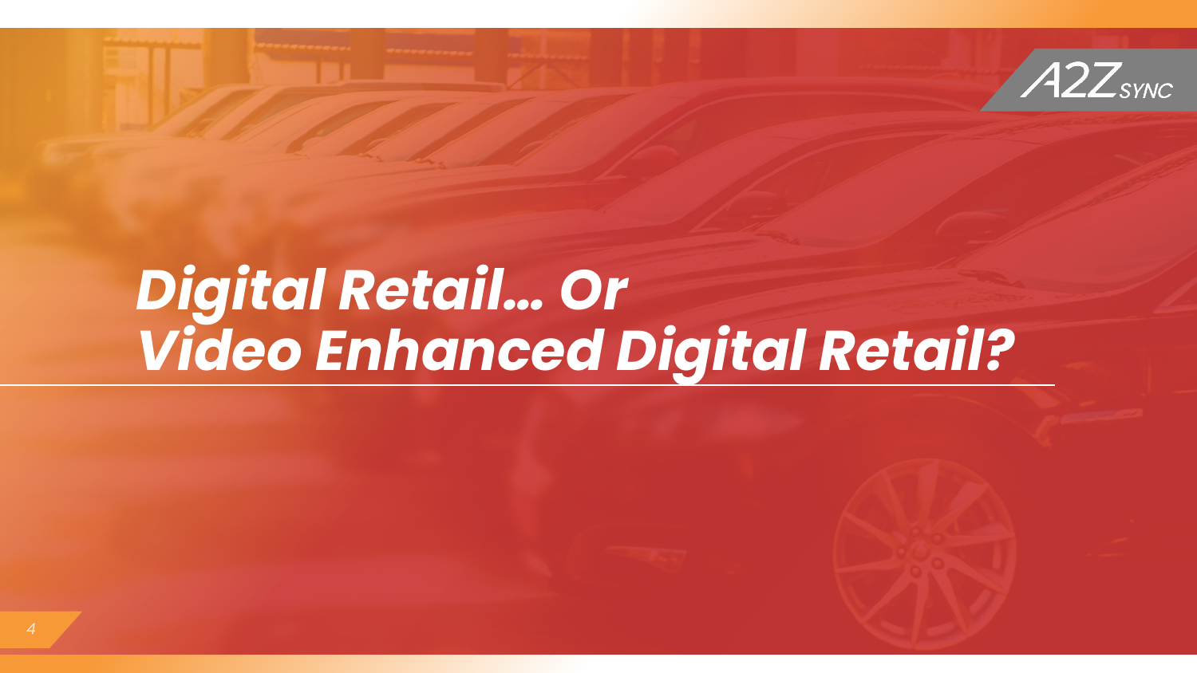# *Digital Retail… Or Video Enhanced Digital Retail?*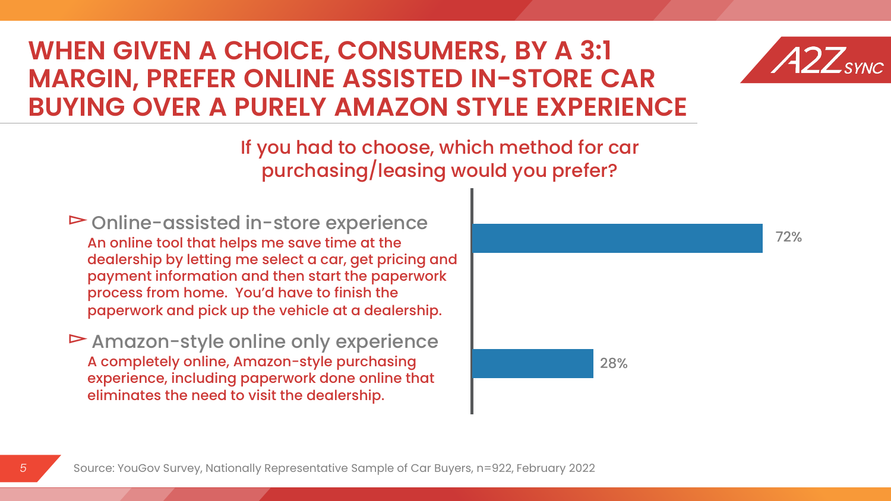# WHEN GIVEN A CHOICE, CONSUMERS, BY A 3:1 MARGIN, PREFER ONLINE ASSISTED IN-STORE CAR BUYING OVER A PURELY AMAZON STYLE EXPERIENCE

A2Z SYNC

## If you had to choose, which method for car purchasing/leasing would you prefer?

- **Online-assisted in-store experience**
  An online tool that helps me save time at the dealership by letting me select a car, get pricing and payment information and then start the paperwork process from home. You'd have to finish the paperwork and pick up the vehicle at a dealership.

- **Amazon-style online only experience**
  A completely online, Amazon-style purchasing experience, including paperwork done online that eliminates the need to visit the dealership.

| Method | Share |
| --- | --- |
| Online-assisted in-store experience | 72% |
| Amazon-style online only experience | 28% |

Source: YouGov Survey, Nationally Representative Sample of Car Buyers, n=922, February 2022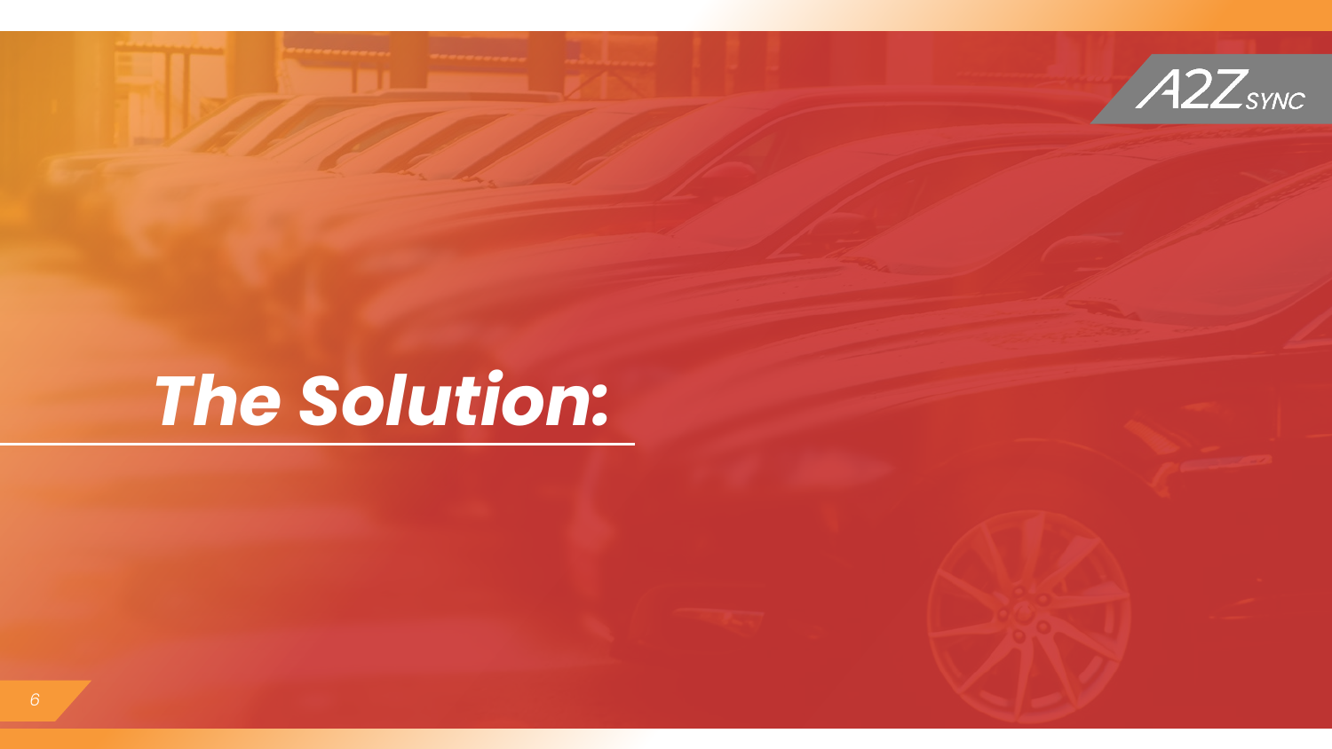# The Solution: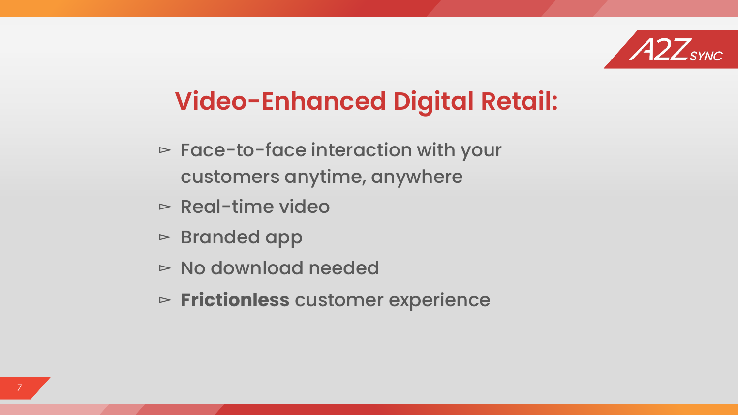# Video-Enhanced Digital Retail:

- Face-to-face interaction with your customers anytime, anywhere
- Real-time video
- Branded app
- No download needed
- **Frictionless** customer experience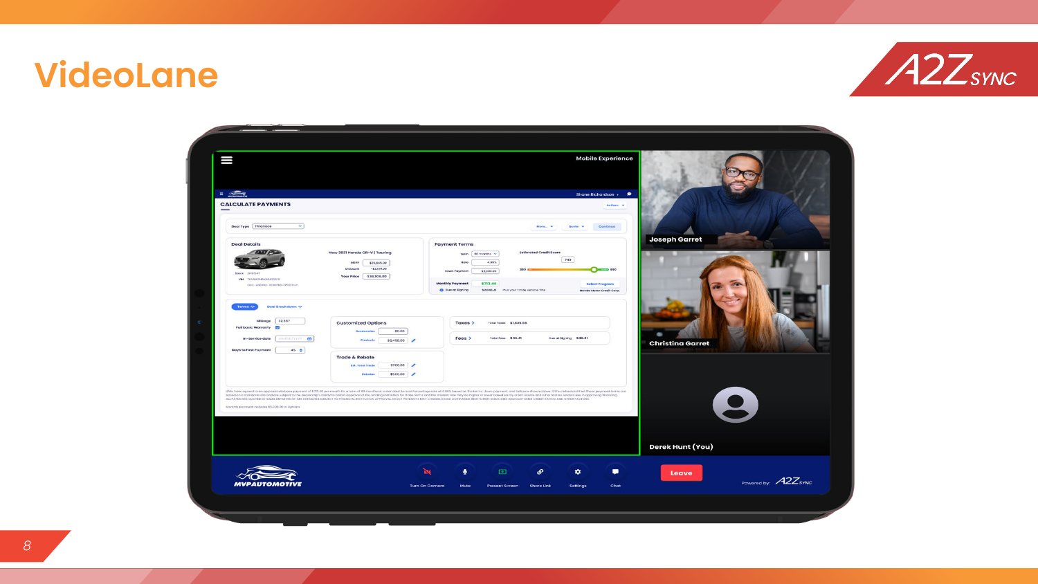# VideoLane

A2Z SYNC

Mobile Experience

CALCULATE PAYMENTS

Deal Type: Finance

Deal Details

New 2021 Honda CR-V | Touring

MSRP: $33,845.00
Discount: -$2,619.00
Your Price: $36,926.00

Payment Terms

Term: 60 months
Rate: 4.90%
Down Payment: $3,000.00

Estimated Credit Score: 740

Monthly Payment: $713.46
Due at Signing: $3,646.41

Select Program: Honda Motor Credit Corp.

Terms | Deal Breakdown

Mileage: 32,567
Full Basic Warranty
In-Service date
Days to First Payment: 45

Customized Options

Accessories: $0.00
Products: $2,490.00

Trade & Rebate

Est. Total Trade: $700.00
Rebates: $500.00

Taxes — Total Taxes: $1,635.69

Fees — Total Fees: $46.41 — Due at Signing: $46.41

Joseph Garret

Christina Garret

Derek Hunt (You)

MVPAUTOMOTIVE

Turn On Camera | Mute | Present Screen | Share Link | Settings | Chat

Leave

Powered by: A2Z SYNC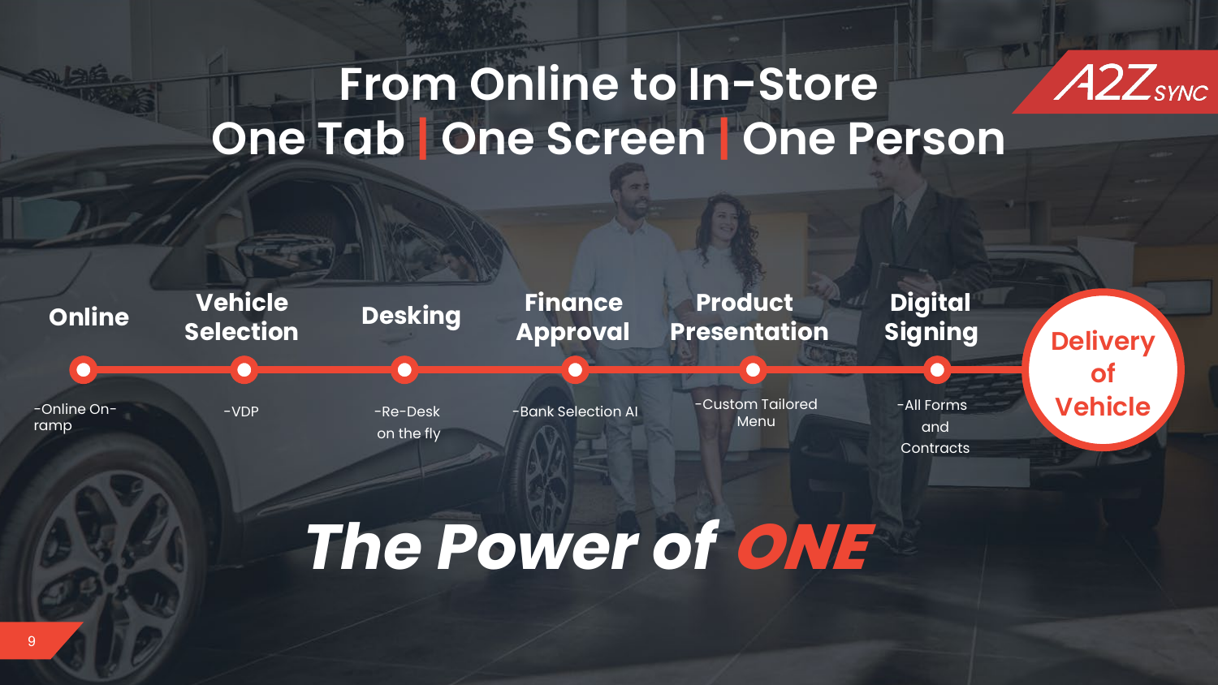# From Online to In-Store
# One Tab | One Screen | One Person

A2Z SYNC

**Online**
- -Online On-ramp

**Vehicle Selection**
- -VDP

**Desking**
- -Re-Desk on the fly

**Finance Approval**
- -Bank Selection AI

**Product Presentation**
- -Custom Tailored Menu

**Digital Signing**
- -All Forms and Contracts

**Delivery of Vehicle**

## *The Power of ONE*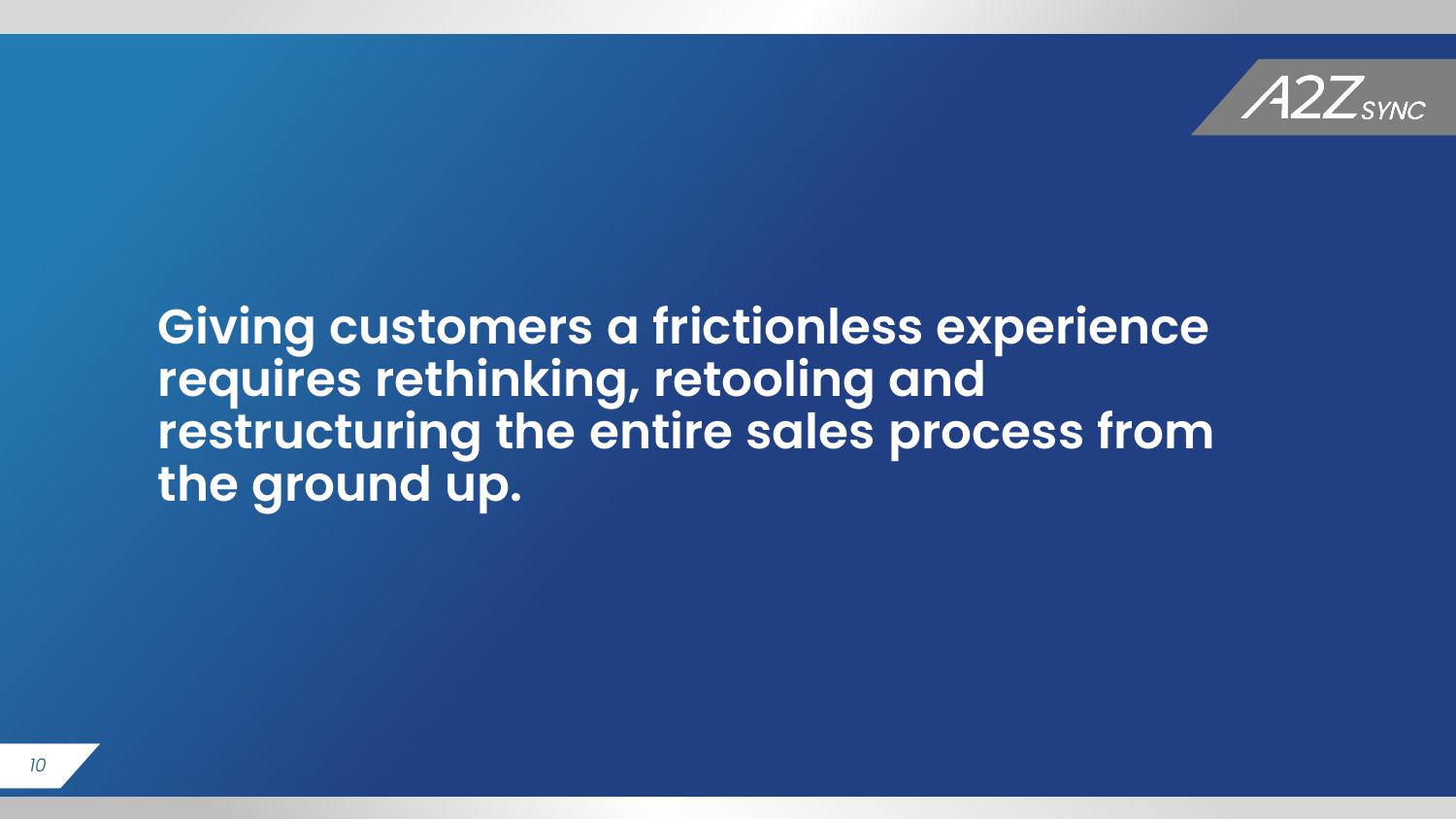**Giving customers a frictionless experience requires rethinking, retooling and restructuring the entire sales process from the ground up.**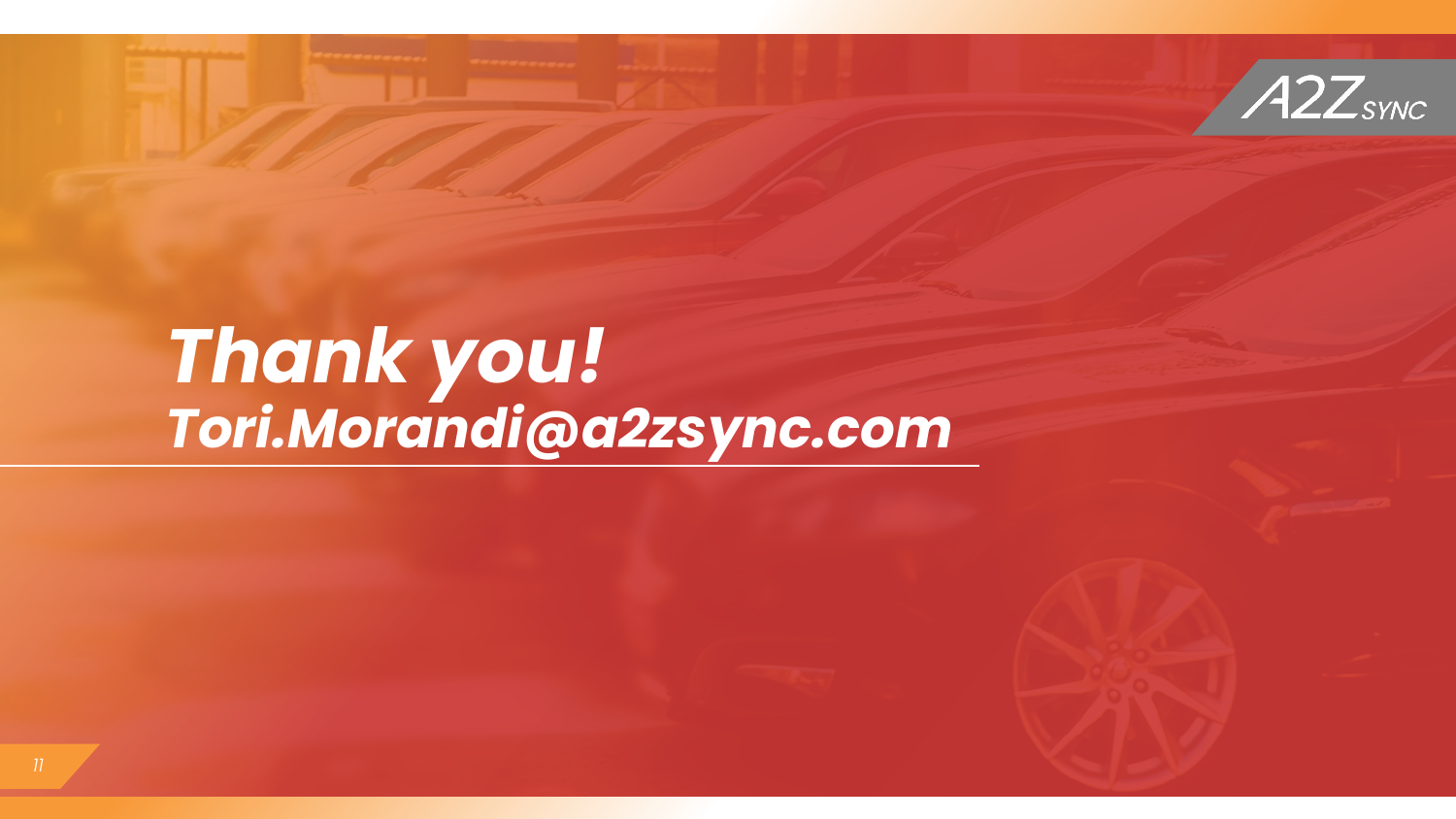# *Thank you!*
## *Tori.Morandi@a2zsync.com*